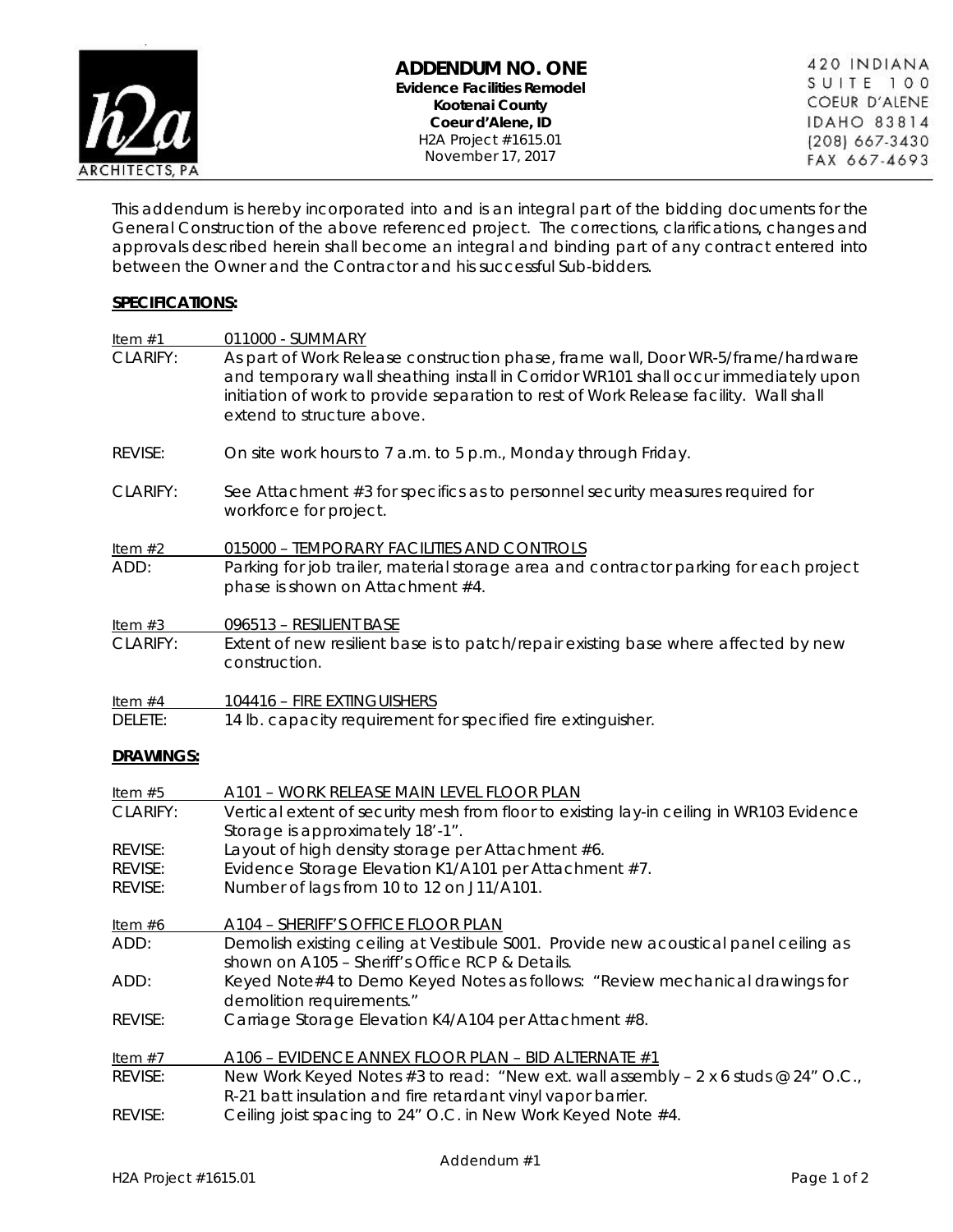# ADDENDUM NO. ONE

**Evidence Facilities Remodel**
**Kootenai County**
**Coeur d'Alene, ID**
H2A Project #1615.01
November 17, 2017

h2a ARCHITECTS, PA
420 INDIANA
SUITE 100
COEUR D'ALENE
IDAHO 83814
(208) 667-3430
FAX 667-4693

This addendum is hereby incorporated into and is an integral part of the bidding documents for the General Construction of the above referenced project. The corrections, clarifications, changes and approvals described herein shall become an integral and binding part of any contract entered into between the Owner and the Contractor and his successful Sub-bidders.

## SPECIFICATIONS:

Item #1 — 011000 - SUMMARY

CLARIFY: As part of Work Release construction phase, frame wall, Door WR-5/frame/hardware and temporary wall sheathing install in Corridor WR101 shall occur immediately upon initiation of work to provide separation to rest of Work Release facility. Wall shall extend to structure above.

REVISE: On site work hours to 7 a.m. to 5 p.m., Monday through Friday.

CLARIFY: See Attachment #3 for specifics as to personnel security measures required for workforce for project.

Item #2 — 015000 – TEMPORARY FACILITIES AND CONTROLS

ADD: Parking for job trailer, material storage area and contractor parking for each project phase is shown on Attachment #4.

Item #3 — 096513 – RESILIENT BASE

CLARIFY: Extent of new resilient base is to patch/repair existing base where affected by new construction.

Item #4 — 104416 – FIRE EXTINGUISHERS

DELETE: 14 lb. capacity requirement for specified fire extinguisher.

## DRAWINGS:

Item #5 — A101 – WORK RELEASE MAIN LEVEL FLOOR PLAN

CLARIFY: Vertical extent of security mesh from floor to existing lay-in ceiling in WR103 Evidence Storage is approximately 18'-1".

REVISE: Layout of high density storage per Attachment #6.

REVISE: Evidence Storage Elevation K1/A101 per Attachment #7.

REVISE: Number of lags from 10 to 12 on J11/A101.

Item #6 — A104 – SHERIFF'S OFFICE FLOOR PLAN

ADD: Demolish existing ceiling at Vestibule S001. Provide new acoustical panel ceiling as shown on A105 – Sheriff's Office RCP & Details.

ADD: Keyed Note #4 to Demo Keyed Notes as follows: "Review mechanical drawings for demolition requirements."

REVISE: Carriage Storage Elevation K4/A104 per Attachment #8.

Item #7 — A106 – EVIDENCE ANNEX FLOOR PLAN – BID ALTERNATE #1

REVISE: New Work Keyed Notes #3 to read: "New ext. wall assembly – 2 x 6 studs @ 24" O.C., R-21 batt insulation and fire retardant vinyl vapor barrier.

REVISE: Ceiling joist spacing to 24" O.C. in New Work Keyed Note #4.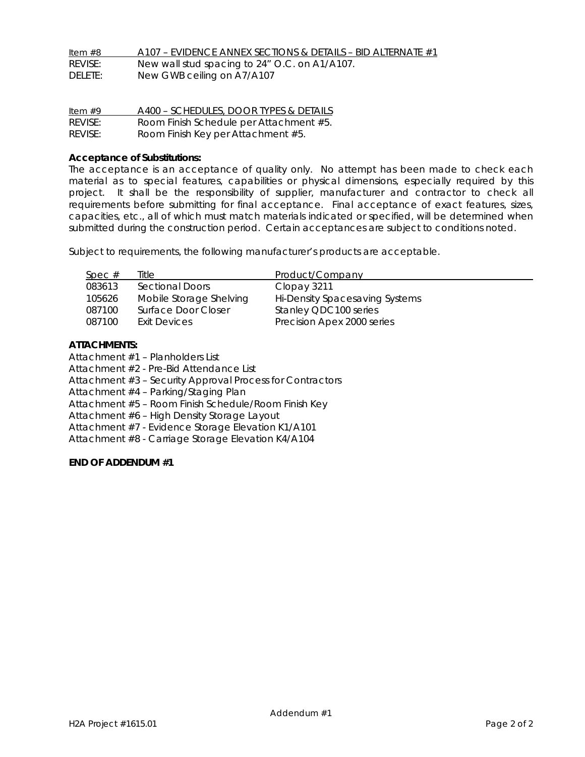Item #8 A107 – EVIDENCE ANNEX SECTIONS & DETAILS – BID ALTERNATE #1

REVISE: New wall stud spacing to 24" O.C. on A1/A107.

DELETE: New GWB ceiling on A7/A107

Item #9 A400 – SCHEDULES, DOOR TYPES & DETAILS

REVISE: Room Finish Schedule per Attachment #5.

REVISE: Room Finish Key per Attachment #5.

**Acceptance of Substitutions:**

The acceptance is an acceptance of quality only. No attempt has been made to check each material as to special features, capabilities or physical dimensions, especially required by this project. It shall be the responsibility of supplier, manufacturer and contractor to check all requirements before submitting for final acceptance. Final acceptance of exact features, sizes, capacities, etc., all of which must match materials indicated or specified, will be determined when submitted during the construction period. Certain acceptances are subject to conditions noted.

Subject to requirements, the following manufacturer's products are acceptable.

| Spec # | Title | Product/Company |
|---|---|---|
| 083613 | Sectional Doors | Clopay 3211 |
| 105626 | Mobile Storage Shelving | Hi-Density Spacesaving Systems |
| 087100 | Surface Door Closer | Stanley QDC100 series |
| 087100 | Exit Devices | Precision Apex 2000 series |

**ATTACHMENTS:**

Attachment #1 – Planholders List
Attachment #2 - Pre-Bid Attendance List
Attachment #3 – Security Approval Process for Contractors
Attachment #4 – Parking/Staging Plan
Attachment #5 – Room Finish Schedule/Room Finish Key
Attachment #6 – High Density Storage Layout
Attachment #7 - Evidence Storage Elevation K1/A101
Attachment #8 - Carriage Storage Elevation K4/A104

**END OF ADDENDUM #1**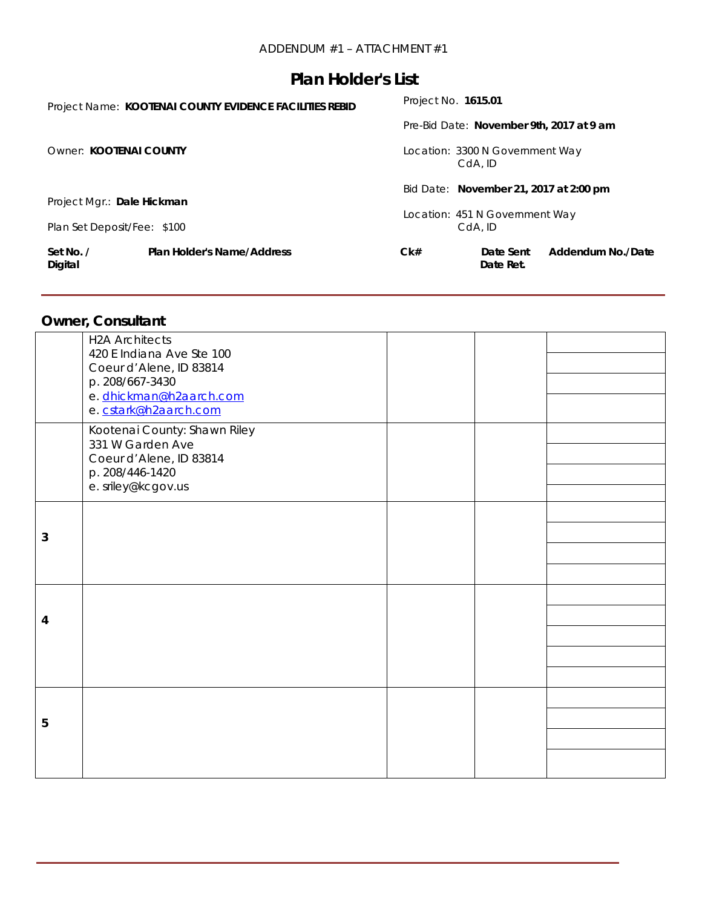ADDENDUM #1 – ATTACHMENT #1

# Plan Holder's List

Project Name: **KOOTENAI COUNTY EVIDENCE FACILITIES REBID**

Project No. **1615.01**

Pre-Bid Date: **November 9th, 2017 at 9 am**

Owner: **KOOTENAI COUNTY**

Location: 3300 N Government Way
CdA, ID

Bid Date: **November 21, 2017 at 2:00 pm**

Project Mgr.: **Dale Hickman**

Location: 451 N Government Way
CdA, ID

Plan Set Deposit/Fee: $100

## Owner, Consultant

| Set No. / Digital | Plan Holder's Name/Address | Ck# | Date Sent / Date Ret. | Addendum No./Date |
|---|---|---|---|---|
| | H2A Architects<br>420 E Indiana Ave Ste 100<br>Coeur d'Alene, ID 83814<br>p. 208/667-3430<br>e. dhickman@h2aarch.com<br>e. cstark@h2aarch.com | | | |
| | Kootenai County: Shawn Riley<br>331 W Garden Ave<br>Coeur d'Alene, ID 83814<br>p. 208/446-1420<br>e. sriley@kcgov.us | | | |
| 3 | | | | |
| 4 | | | | |
| 5 | | | | |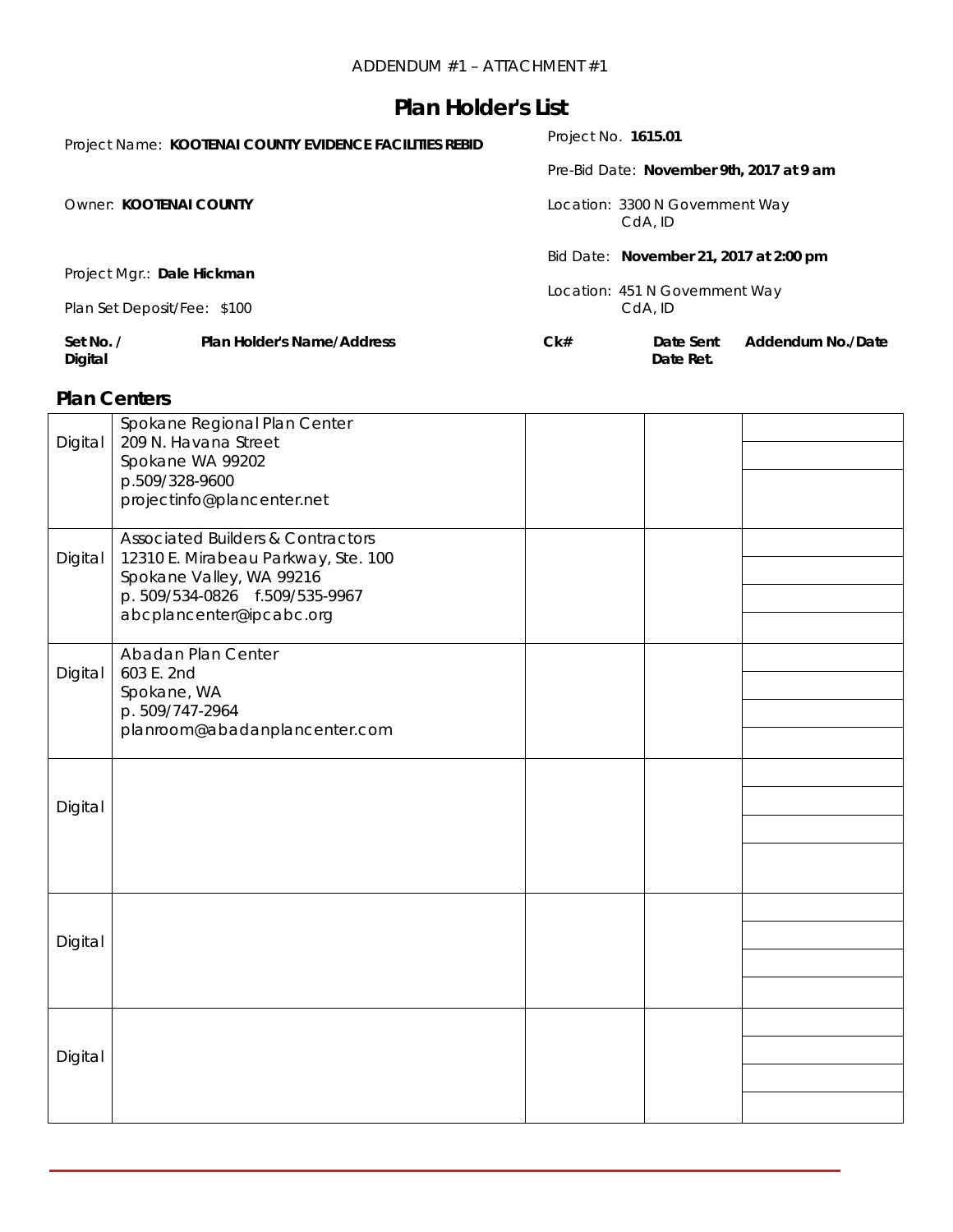ADDENDUM #1 – ATTACHMENT #1

# Plan Holder's List

Project Name: **KOOTENAI COUNTY EVIDENCE FACILITIES REBID**

Project No. **1615.01**

Pre-Bid Date: **November 9th, 2017 at 9 am**

Owner: **KOOTENAI COUNTY**

Location: 3300 N Government Way
CdA, ID

Bid Date: **November 21, 2017 at 2:00 pm**

Project Mgr.: **Dale Hickman**

Location: 451 N Government Way
CdA, ID

Plan Set Deposit/Fee: $100

## Plan Centers

| Set No. / Digital | Plan Holder's Name/Address | Ck# | Date Sent / Date Ret. | Addendum No./Date |
|---|---|---|---|---|
| Digital | Spokane Regional Plan Center<br>209 N. Havana Street<br>Spokane WA 99202<br>p.509/328-9600<br>projectinfo@plancenter.net | | | |
| Digital | Associated Builders & Contractors<br>12310 E. Mirabeau Parkway, Ste. 100<br>Spokane Valley, WA 99216<br>p. 509/534-0826 f.509/535-9967<br>abcplancenter@ipcabc.org | | | |
| Digital | Abadan Plan Center<br>603 E. 2nd<br>Spokane, WA<br>p. 509/747-2964<br>planroom@abadanplancenter.com | | | |
| Digital | | | | |
| Digital | | | | |
| Digital | | | | |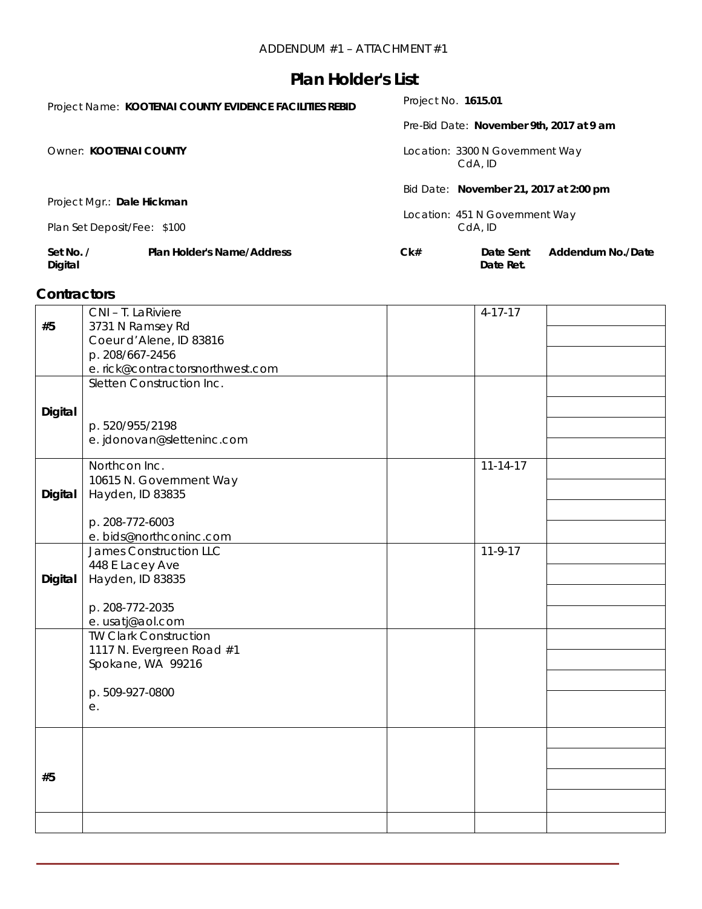ADDENDUM #1 – ATTACHMENT #1

# Plan Holder's List

Project Name: **KOOTENAI COUNTY EVIDENCE FACILITIES REBID**

Project No. **1615.01**

Pre-Bid Date: **November 9th, 2017 at 9 am**

Owner: **KOOTENAI COUNTY**

Location: 3300 N Government Way
CdA, ID

Bid Date: **November 21, 2017 at 2:00 pm**

Project Mgr.: **Dale Hickman**

Location: 451 N Government Way
CdA, ID

Plan Set Deposit/Fee: $100

## Contractors

| Set No. / Digital | Plan Holder's Name/Address | Ck# | Date Sent / Date Ret. | Addendum No./Date |
|---|---|---|---|---|
| #5 | CNI – T. LaRiviere<br>3731 N Ramsey Rd<br>Coeur d'Alene, ID 83816<br>p. 208/667-2456<br>e. rick@contractorsnorthwest.com | | 4-17-17 | |
| Digital | Sletten Construction Inc.<br><br>p. 520/955/2198<br>e. jdonovan@sletteninc.com | | | |
| Digital | Northcon Inc.<br>10615 N. Government Way<br>Hayden, ID 83835<br><br>p. 208-772-6003<br>e. bids@northconinc.com | | 11-14-17 | |
| Digital | James Construction LLC<br>448 E Lacey Ave<br>Hayden, ID 83835<br><br>p. 208-772-2035<br>e. usatj@aol.com | | 11-9-17 | |
| | TW Clark Construction<br>1117 N. Evergreen Road #1<br>Spokane, WA 99216<br><br>p. 509-927-0800<br>e. | | | |
| #5 | | | | |
| | | | | |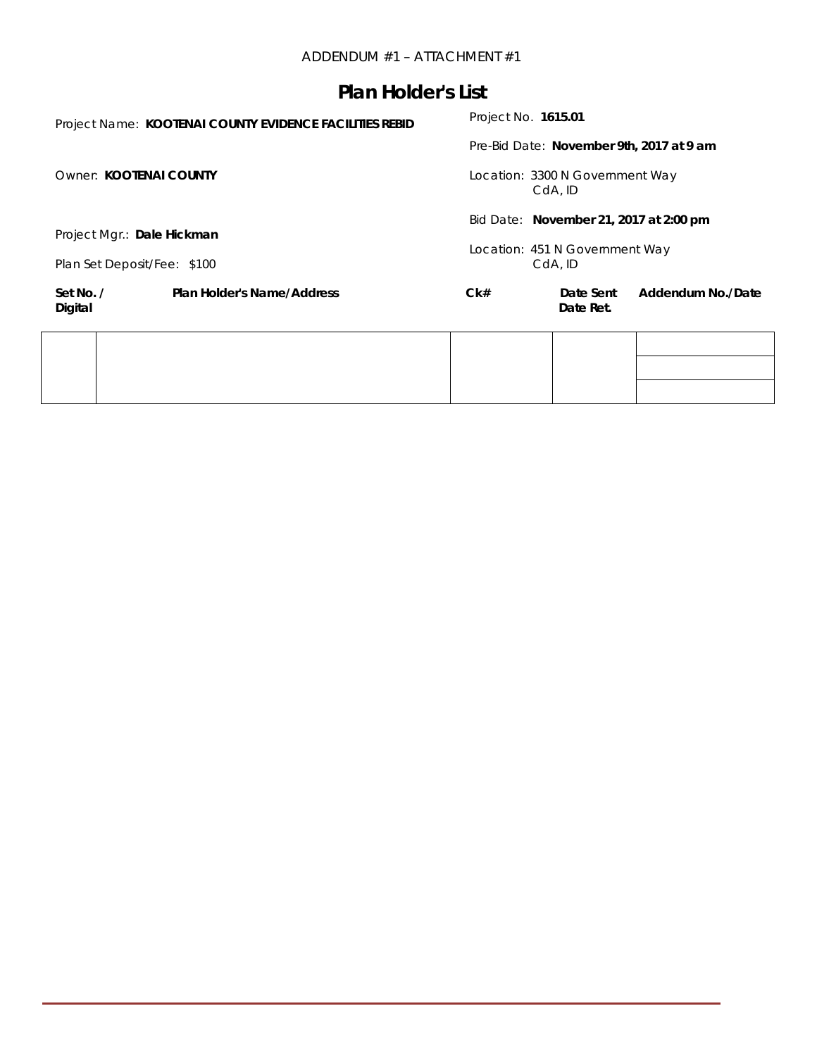ADDENDUM #1 – ATTACHMENT #1

# Plan Holder's List

Project Name: **KOOTENAI COUNTY EVIDENCE FACILITIES REBID**

Project No. **1615.01**

Pre-Bid Date: **November 9th, 2017 at 9 am**

Owner: **KOOTENAI COUNTY**

Location: 3300 N Government Way
CdA, ID

Bid Date: **November 21, 2017 at 2:00 pm**

Project Mgr.: **Dale Hickman**

Location: 451 N Government Way
CdA, ID

Plan Set Deposit/Fee: $100

| **Set No. / Digital** | **Plan Holder's Name/Address** | **Ck#** | **Date Sent Date Ret.** | **Addendum No./Date** |
|---|---|---|---|---|
| | | | | |
| | | | | |
| | | | | |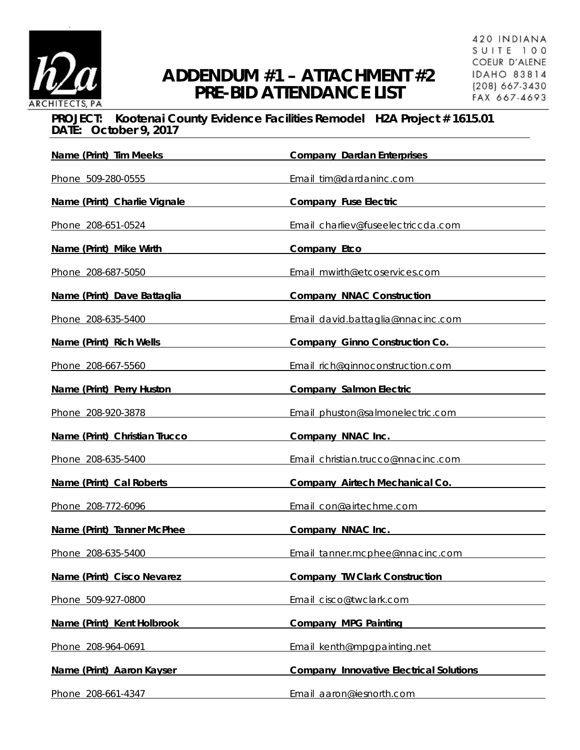# ADDENDUM #1 – ATTACHMENT #2
# PRE-BID ATTENDANCE LIST

h2a ARCHITECTS, PA

420 INDIANA
SUITE 100
COEUR D'ALENE
IDAHO 83814
(208) 667-3430
FAX 667-4693

**PROJECT: Kootenai County Evidence Facilities Remodel H2A Project # 1615.01**
**DATE: October 9, 2017**

**Name (Print) Tim Meeks** — **Company Dardan Enterprises**
Phone 509-280-0555 — Email tim@dardaninc.com

**Name (Print) Charlie Vignale** — **Company Fuse Electric**
Phone 208-651-0524 — Email charliev@fuseelectriccda.com

**Name (Print) Mike Wirth** — **Company Etco**
Phone 208-687-5050 — Email mwirth@etcoservices.com

**Name (Print) Dave Battaglia** — **Company NNAC Construction**
Phone 208-635-5400 — Email david.battaglia@nnacinc.com

**Name (Print) Rich Wells** — **Company Ginno Construction Co.**
Phone 208-667-5560 — Email rich@ginnoconstruction.com

**Name (Print) Perry Huston** — **Company Salmon Electric**
Phone 208-920-3878 — Email phuston@salmonelectric.com

**Name (Print) Christian Trucco** — **Company NNAC Inc.**
Phone 208-635-5400 — Email christian.trucco@nnacinc.com

**Name (Print) Cal Roberts** — **Company Airtech Mechanical Co.**
Phone 208-772-6096 — Email con@airtechme.com

**Name (Print) Tanner McPhee** — **Company NNAC Inc.**
Phone 208-635-5400 — Email tanner.mcphee@nnacinc.com

**Name (Print) Cisco Nevarez** — **Company TW Clark Construction**
Phone 509-927-0800 — Email cisco@twclark.com

**Name (Print) Kent Holbrook** — **Company MPG Painting**
Phone 208-964-0691 — Email kenth@mpgpainting.net

**Name (Print) Aaron Kayser** — **Company Innovative Electrical Solutions**
Phone 208-661-4347 — Email aaron@iesnorth.com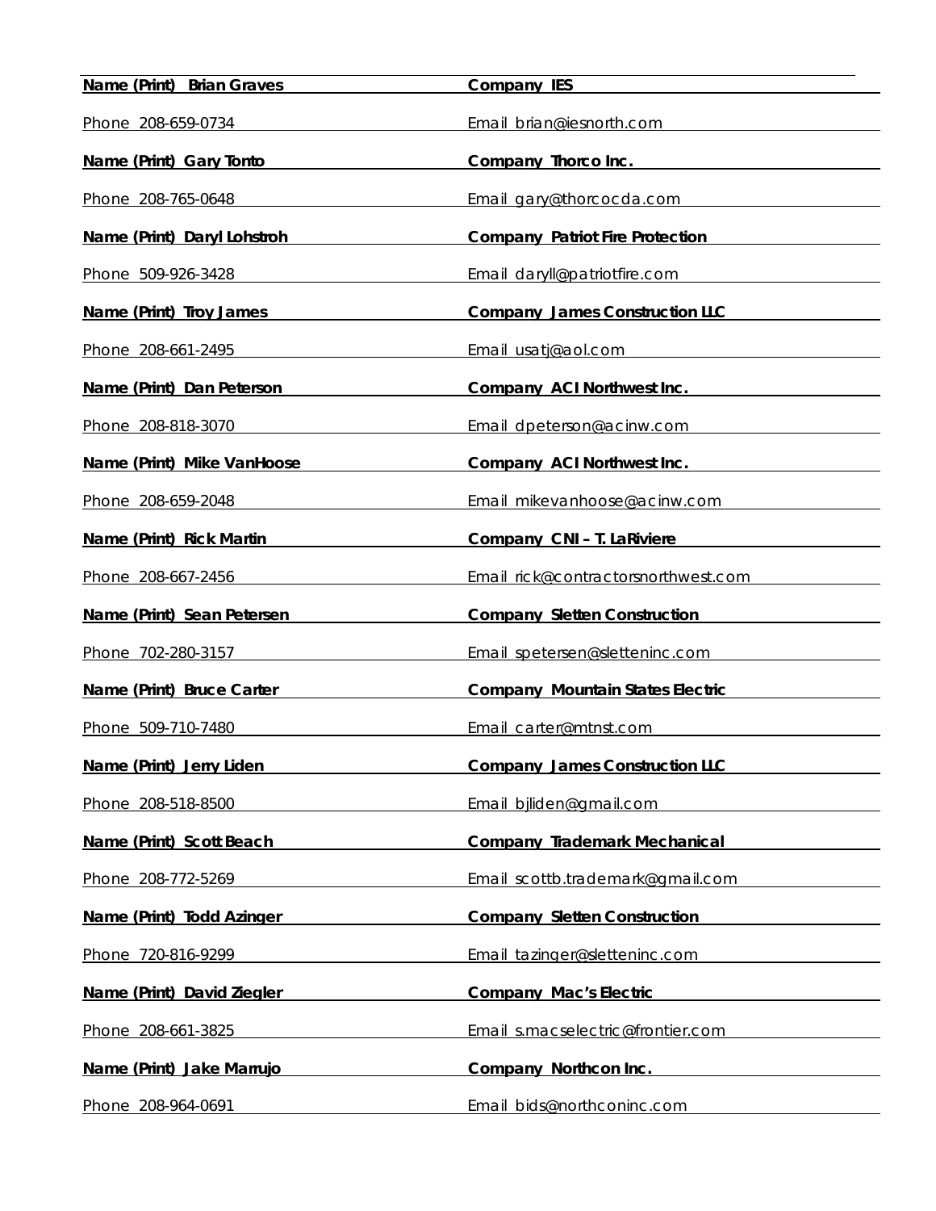**Name (Print) Brian Graves** **Company IES**

Phone 208-659-0734 Email brian@iesnorth.com

**Name (Print) Gary Tonto** **Company Thorco Inc.**

Phone 208-765-0648 Email gary@thorcocda.com

**Name (Print) Daryl Lohstroh** **Company Patriot Fire Protection**

Phone 509-926-3428 Email daryll@patriotfire.com

**Name (Print) Troy James** **Company James Construction LLC**

Phone 208-661-2495 Email usatj@aol.com

**Name (Print) Dan Peterson** **Company ACI Northwest Inc.**

Phone 208-818-3070 Email dpeterson@acinw.com

**Name (Print) Mike VanHoose** **Company ACI Northwest Inc.**

Phone 208-659-2048 Email mikevanhoose@acinw.com

**Name (Print) Rick Martin** **Company CNI – T. LaRiviere**

Phone 208-667-2456 Email rick@contractorsnorthwest.com

**Name (Print) Sean Petersen** **Company Sletten Construction**

Phone 702-280-3157 Email spetersen@sletteninc.com

**Name (Print) Bruce Carter** **Company Mountain States Electric**

Phone 509-710-7480 Email carter@mtnst.com

**Name (Print) Jerry Liden** **Company James Construction LLC**

Phone 208-518-8500 Email bjliden@gmail.com

**Name (Print) Scott Beach** **Company Trademark Mechanical**

Phone 208-772-5269 Email scottb.trademark@gmail.com

**Name (Print) Todd Azinger** **Company Sletten Construction**

Phone 720-816-9299 Email tazinger@sletteninc.com

**Name (Print) David Ziegler** **Company Mac's Electric**

Phone 208-661-3825 Email s.macselectric@frontier.com

**Name (Print) Jake Marrujo** **Company Northcon Inc.**

Phone 208-964-0691 Email bids@northconinc.com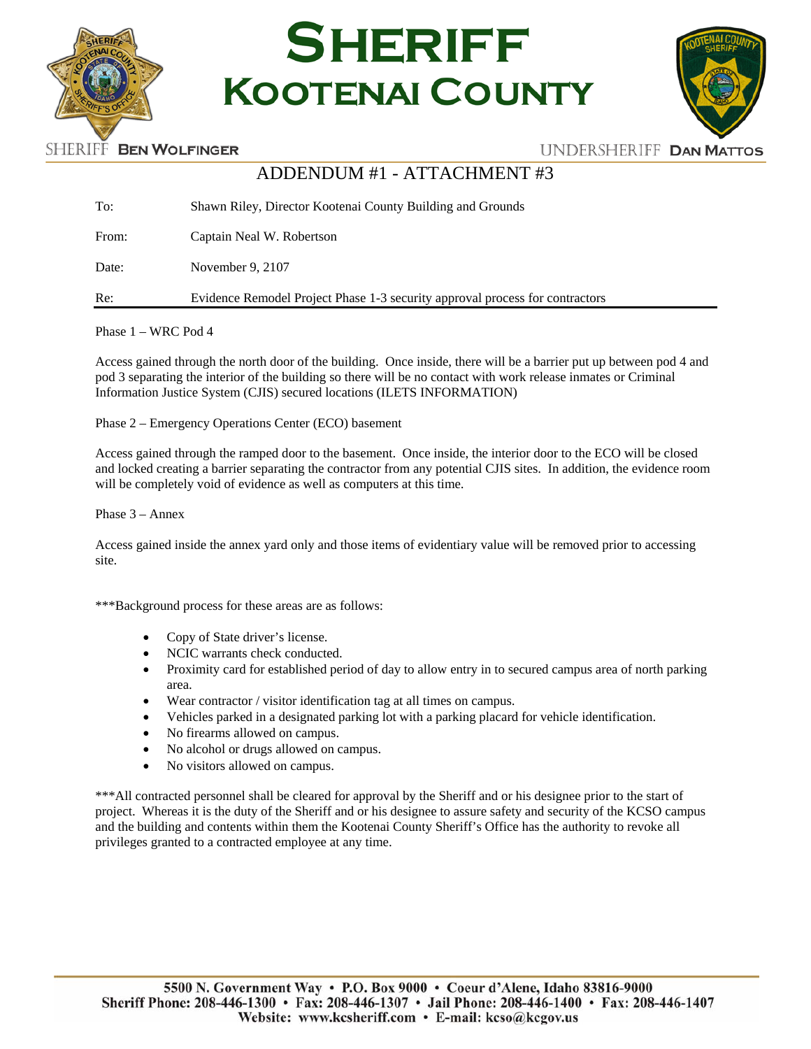# SHERIFF
# KOOTENAI COUNTY

SHERIFF **BEN WOLFINGER** UNDERSHERIFF **DAN MATTOS**

## ADDENDUM #1 - ATTACHMENT #3

To: Shawn Riley, Director Kootenai County Building and Grounds

From: Captain Neal W. Robertson

Date: November 9, 2107

Re: Evidence Remodel Project Phase 1-3 security approval process for contractors

Phase 1 – WRC Pod 4

Access gained through the north door of the building. Once inside, there will be a barrier put up between pod 4 and pod 3 separating the interior of the building so there will be no contact with work release inmates or Criminal Information Justice System (CJIS) secured locations (ILETS INFORMATION)

Phase 2 – Emergency Operations Center (ECO) basement

Access gained through the ramped door to the basement. Once inside, the interior door to the ECO will be closed and locked creating a barrier separating the contractor from any potential CJIS sites. In addition, the evidence room will be completely void of evidence as well as computers at this time.

Phase 3 – Annex

Access gained inside the annex yard only and those items of evidentiary value will be removed prior to accessing site.

***Background process for these areas are as follows:

- Copy of State driver's license.
- NCIC warrants check conducted.
- Proximity card for established period of day to allow entry in to secured campus area of north parking area.
- Wear contractor / visitor identification tag at all times on campus.
- Vehicles parked in a designated parking lot with a parking placard for vehicle identification.
- No firearms allowed on campus.
- No alcohol or drugs allowed on campus.
- No visitors allowed on campus.

***All contracted personnel shall be cleared for approval by the Sheriff and or his designee prior to the start of project. Whereas it is the duty of the Sheriff and or his designee to assure safety and security of the KCSO campus and the building and contents within them the Kootenai County Sheriff's Office has the authority to revoke all privileges granted to a contracted employee at any time.

5500 N. Government Way • P.O. Box 9000 • Coeur d'Alene, Idaho 83816-9000
Sheriff Phone: 208-446-1300 • Fax: 208-446-1307 • Jail Phone: 208-446-1400 • Fax: 208-446-1407
Website: www.kcsheriff.com • E-mail: kcso@kcgov.us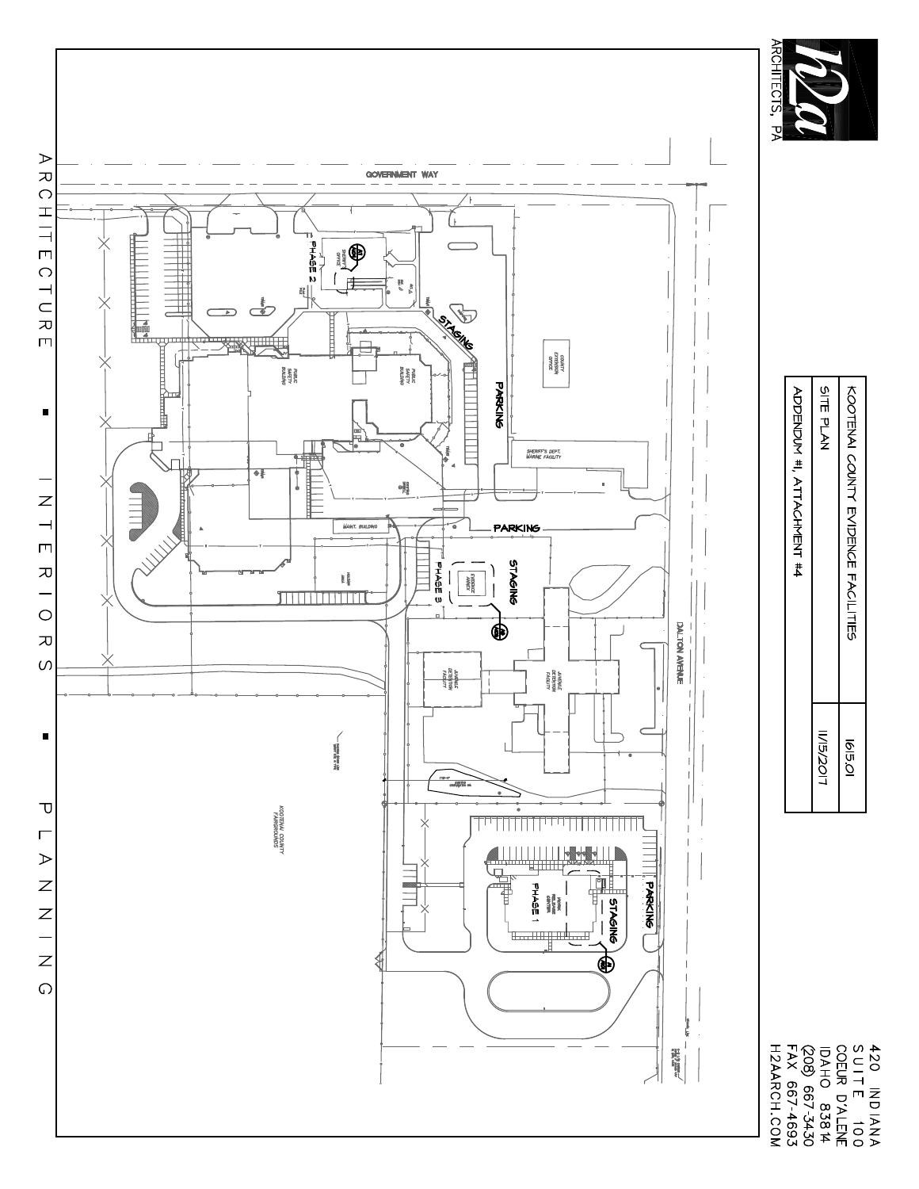h2a ARCHITECTS, PA

| KOOTENAI COUNTY EVIDENCE FACILITIES | 1615.01 |
| --- | --- |
| SITE PLAN | |
| ADDENDUM #1, ATTACHMENT #4 | 11/15/2017 |

GOVERNMENT WAY

DALTON AVENUE

PHASE 2

SHERIFF'S OFFICE

STAGING

PARKING

COUNTY EXTENSION OFFICE

SHERIFF'S DEPT. MARINE FACILITY

PUBLIC SAFETY BUILDING

PUBLIC SAFETY BUILDING

MAINT. BUILDING

PARKING

STAGING

EVIDENCE ANNEX

PHASE 3

JUVENILE DETENTION FACILITY

JUVENILE DETENTION FACILITY

KOOTENAI COUNTY FAIRGROUNDS

PARKING

STAGING

PHASE 1

ARCHITECTURE ▪ INTERIORS ▪ PLANNING

420 INDIANA
SUITE 100
COEUR D'ALENE
IDAHO 83814
(208) 667-3430
FAX 667-4693
H2AARCH.COM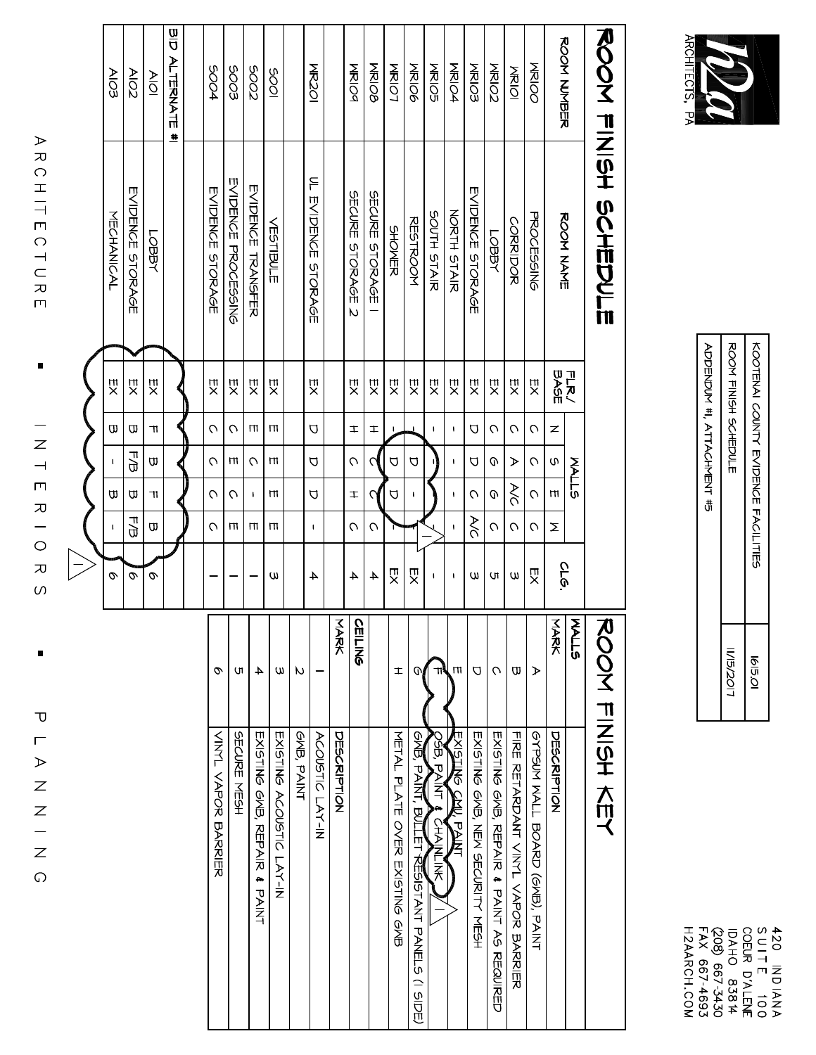h2a ARCHITECTS, PA

| KOOTENAI COUNTY EVIDENCE FACILITIES | 1615.01 |
|---|---|
| ROOM FINISH SCHEDULE | 11/15/2017 |
| ADDENDUM #1, ATTACHMENT #5 | |

# ROOM FINISH SCHEDULE

| ROOM NUMBER | ROOM NAME | FLR./ BASE | WALLS N | WALLS S | WALLS E | WALLS W | CLG. |
|---|---|---|---|---|---|---|---|
| WR100 | PROCESSING | EX | C | C | C | C | EX |
| WR101 | CORRIDOR | EX | C | A | A/C | C | 3 |
| WR102 | LOBBY | EX | C | G | G | C | 5 |
| WR103 | EVIDENCE STORAGE | EX | D | D | C | A/C | 3 |
| WR104 | NORTH STAIR | EX | - | - | - | - | - |
| WR105 | SOUTH STAIR | EX | - | - | - | - | - |
| WR106 | RESTROOM | EX | - | D | - | - | EX |
| WR107 | SHOWER | EX | - | D | D | - | EX |
| WR108 | SECURE STORAGE 1 | EX | H | C | C | C | 4 |
| WR109 | SECURE STORAGE 2 | EX | H | C | H | C | 4 |
| WR201 | UL EVIDENCE STORAGE | EX | D | D | D | - | 4 |
| S001 | VESTIBULE | EX | E | E | E | E | 3 |
| S002 | EVIDENCE TRANSFER | EX | E | C | - | E | 1 |
| S003 | EVIDENCE PROCESSING | EX | C | E | C | E | 1 |
| S004 | EVIDENCE STORAGE | EX | C | C | C | C | 1 |
| BID ALTERNATE #1 | | | | | | | |
| A101 | LOBBY | EX | F | B | F | B | 6 |
| A102 | EVIDENCE STORAGE | EX | B | F/B | B | F/B | 6 |
| A103 | MECHANICAL | EX | B | - | B | - | 6 |

# ROOM FINISH KEY

**WALLS**

| MARK | DESCRIPTION |
|---|---|
| A | GYPSUM WALL BOARD (GWB), PAINT |
| B | FIRE RETARDANT VINYL VAPOR BARRIER |
| C | EXISTING GWB, REPAIR & PAINT AS REQUIRED |
| D | EXISTING GWB, NEW SECURITY MESH |
| E | EXISTING CMU, PAINT |
| F | OSB, PAINT & CHAINLINK |
| G | GWB, PAINT, BULLET RESISTANT PANELS (1 SIDE) |
| H | METAL PLATE OVER EXISTING GWB |

**CEILING**

| MARK | DESCRIPTION |
|---|---|
| 1 | ACOUSTIC LAY-IN |
| 2 | GWB, PAINT |
| 3 | EXISTING ACOUSTIC LAY-IN |
| 4 | EXISTING GWB, REPAIR & PAINT |
| 5 | SECURE MESH |
| 6 | VINYL VAPOR BARRIER |

420 INDIANA
SUITE 100
COEUR D'ALENE
IDAHO 83814
(208) 667-3430
FAX 667-4693
H2AARCH.COM

ARCHITECTURE ▪ INTERIORS ▪ PLANNING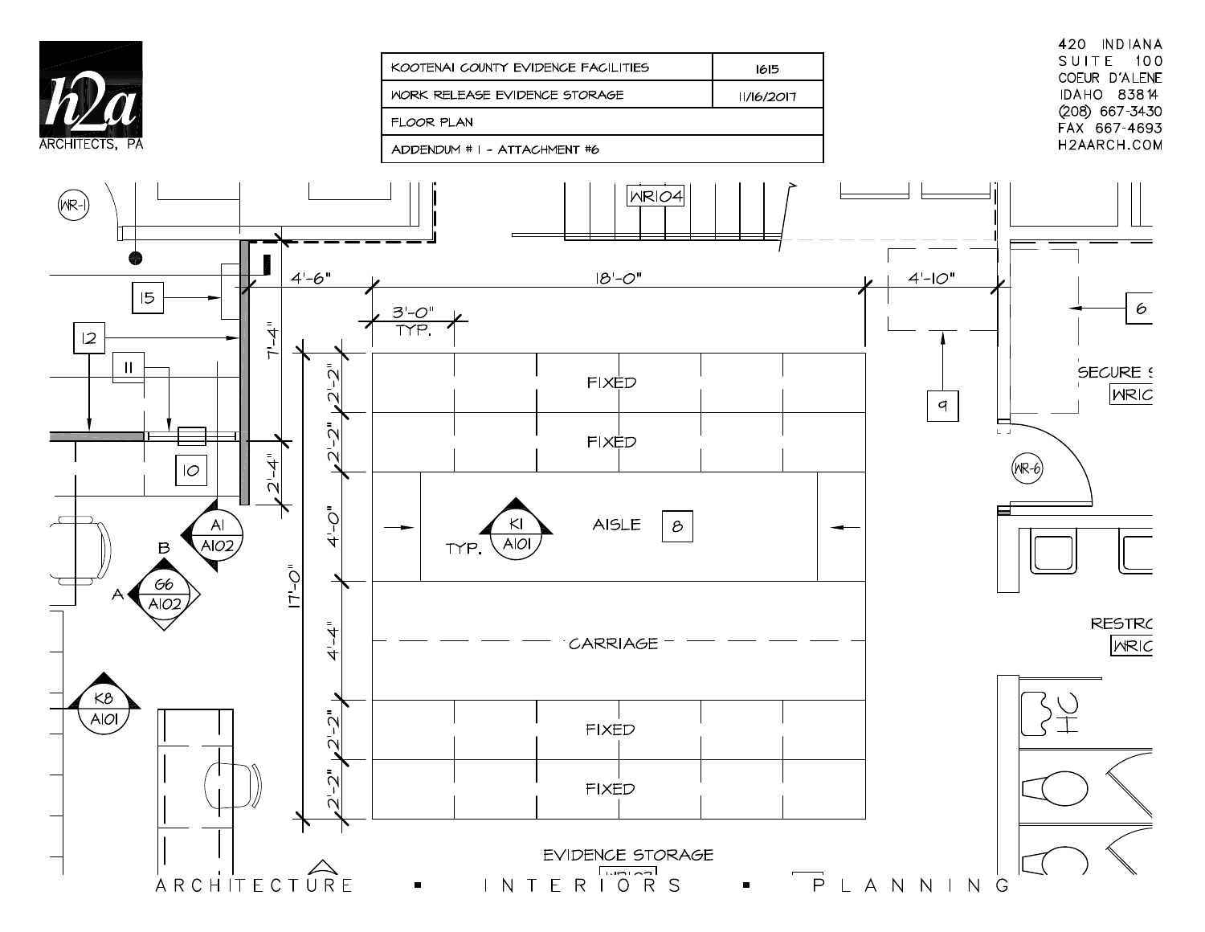**h2a ARCHITECTS, PA**

| KOOTENAI COUNTY EVIDENCE FACILITIES | 1615 |
| --- | --- |
| WORK RELEASE EVIDENCE STORAGE | 11/16/2017 |
| FLOOR PLAN | |
| ADDENDUM # 1 - ATTACHMENT #6 | |

420 INDIANA
SUITE 100
COEUR D'ALENE
IDAHO 83814
(208) 667-3430
FAX 667-4693
H2AARCH.COM

WR-1

WR104

15

12

11

10

6

9

4'-6"

18'-0"

4'-10"

3'-0" TYP.

7'-4"

2'-4"

17'-0"

2'-2"

2'-2"

4'-0"

4'-4"

2'-2"

2'-2"

FIXED

FIXED

AISLE 8

CARRIAGE

FIXED

FIXED

K1 / A101 TYP.

A1 / A102 B

G6 / A102 A

K8 / A101

SECURE S

WR1C

WR-6

RESTRO

WR1C

EVIDENCE STORAGE

ARCHITECTURE ▪ INTERIORS ▪ PLANNING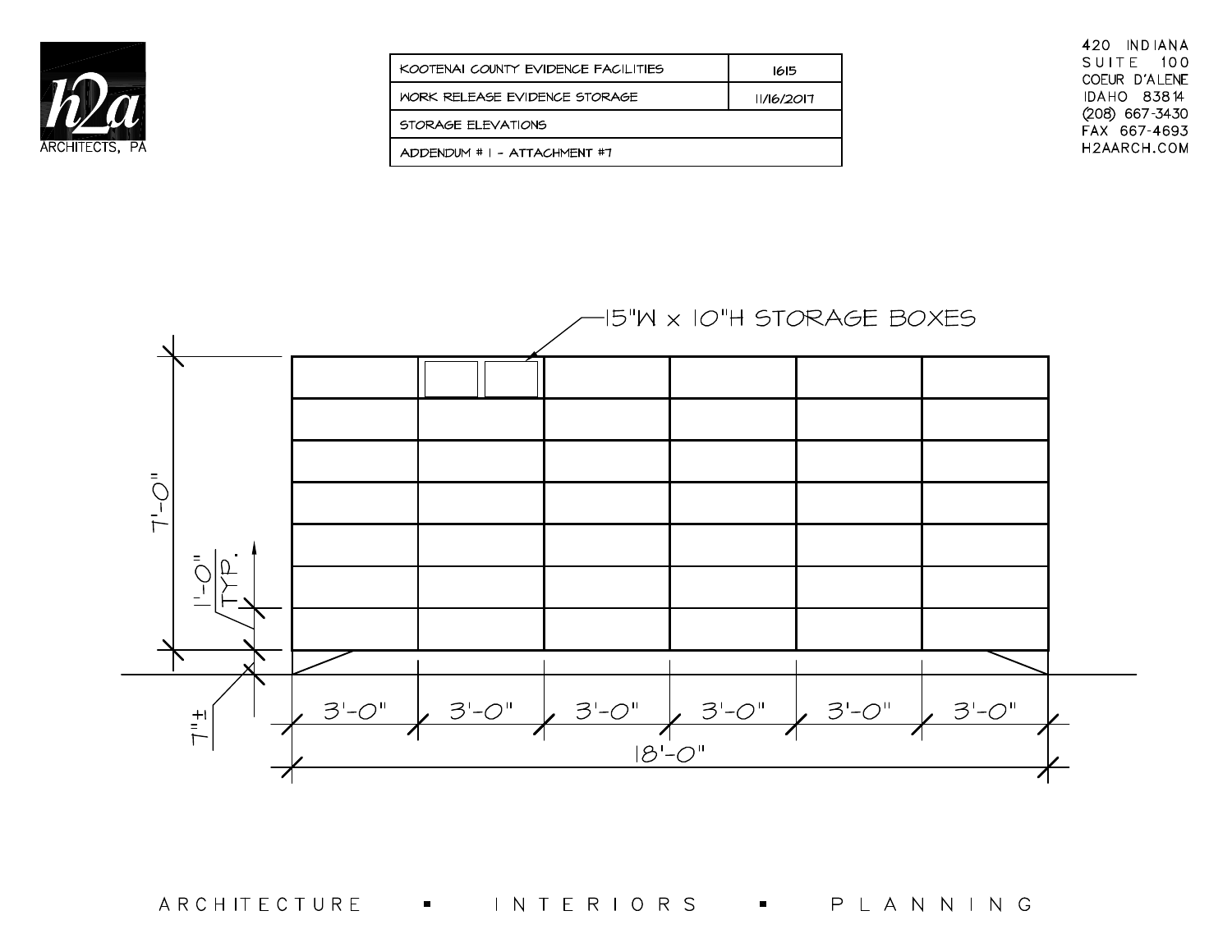h2a ARCHITECTS, PA

| KOOTENAI COUNTY EVIDENCE FACILITIES | 1615 |
|---|---|
| WORK RELEASE EVIDENCE STORAGE | 11/16/2017 |
| STORAGE ELEVATIONS | |
| ADDENDUM # 1 - ATTACHMENT #7 | |

420 INDIANA
SUITE 100
COEUR D'ALENE
IDAHO 83814
(208) 667-3430
FAX 667-4693
H2AARCH.COM

15"W x 10"H STORAGE BOXES

7'-0"

1'-0" TYP.

7"±

3'-0" 3'-0" 3'-0" 3'-0" 3'-0" 3'-0"

18'-0"

ARCHITECTURE ▪ INTERIORS ▪ PLANNING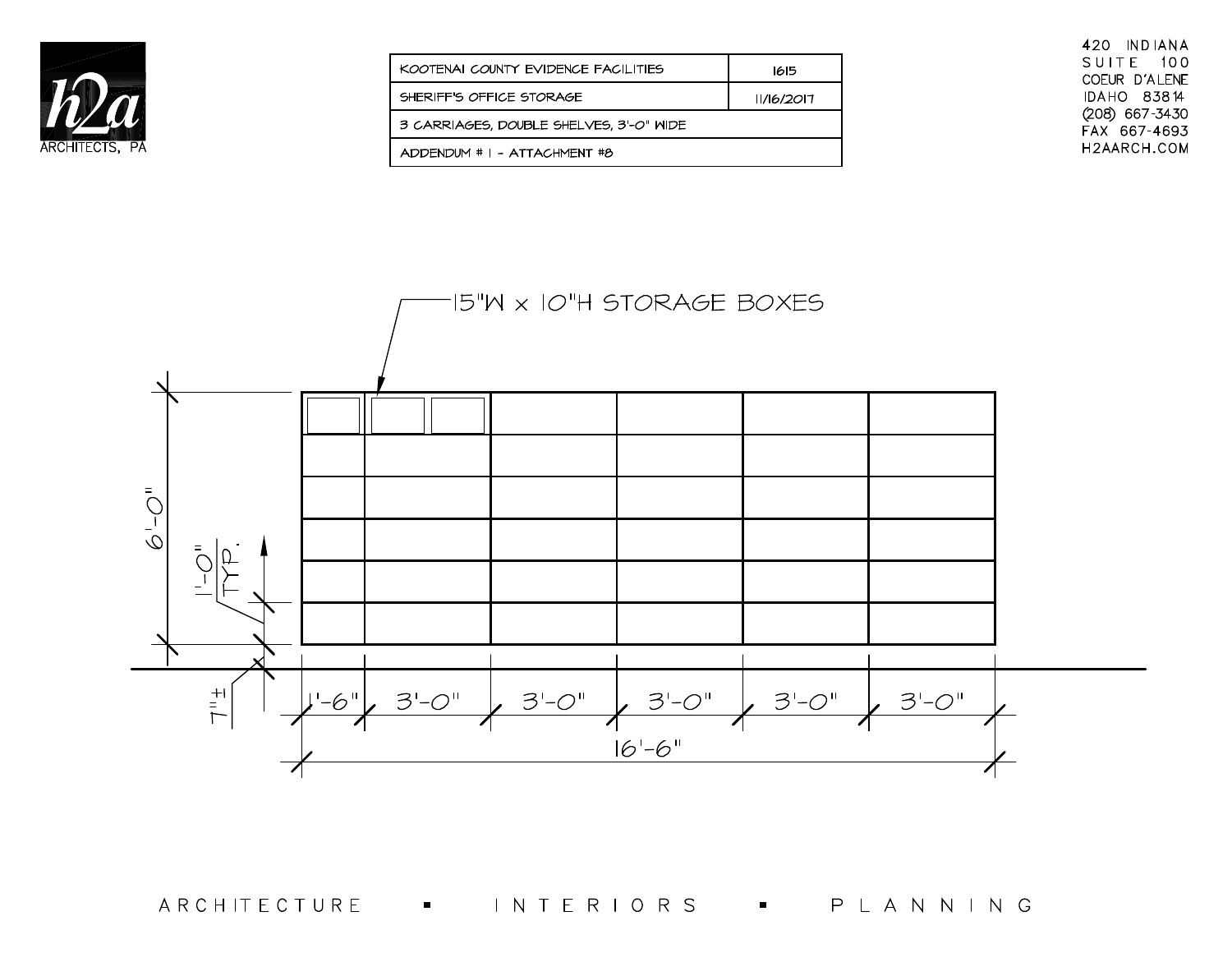h2a ARCHITECTS, PA

| | |
|---|---|
| KOOTENAI COUNTY EVIDENCE FACILITIES | 1615 |
| SHERIFF'S OFFICE STORAGE | 11/16/2017 |
| 3 CARRIAGES, DOUBLE SHELVES, 3'-0" WIDE | |
| ADDENDUM # 1 - ATTACHMENT #8 | |

420 INDIANA
SUITE 100
COEUR D'ALENE
IDAHO 83814
(208) 667-3430
FAX 667-4693
H2AARCH.COM

15"W x 10"H STORAGE BOXES

6'-0"

1'-0" TYP.

7"±

1'-6" 3'-0" 3'-0" 3'-0" 3'-0" 3'-0"

16'-6"

ARCHITECTURE ▪ INTERIORS ▪ PLANNING